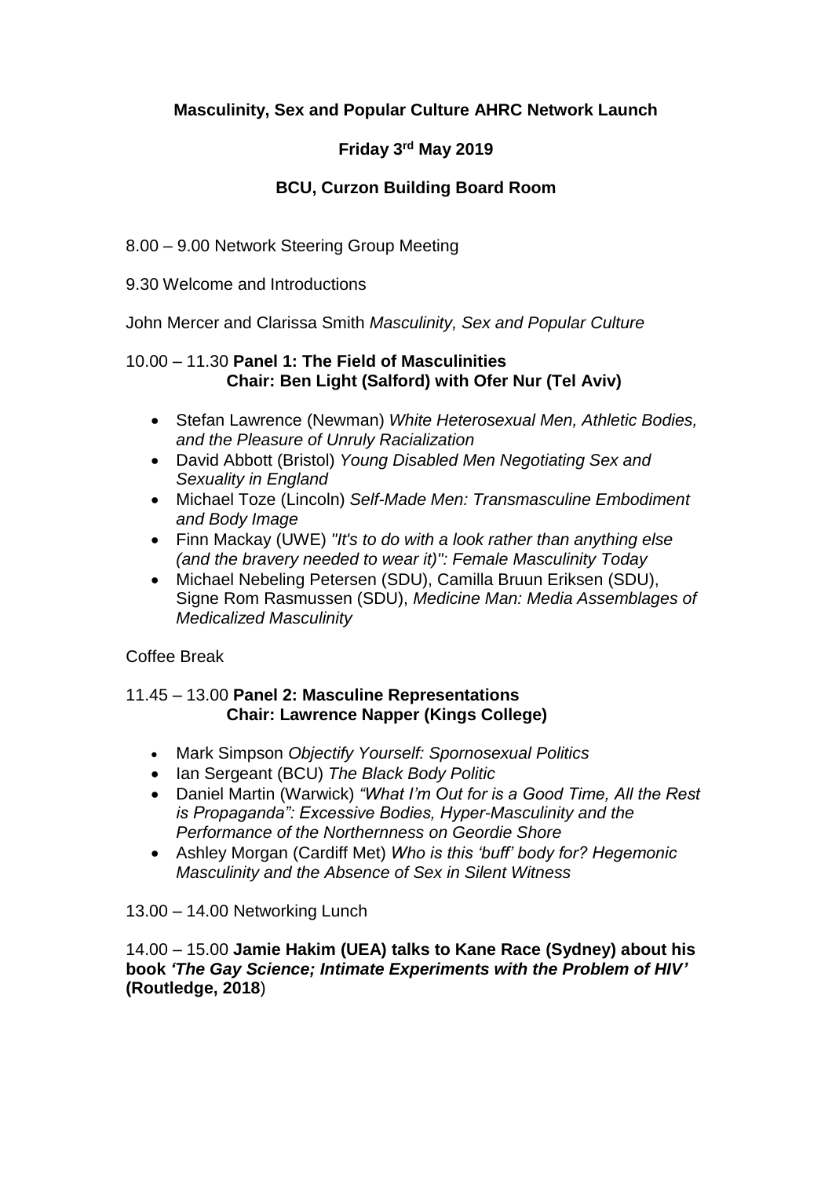**Masculinity, Sex and Popular Culture AHRC Network Launch**

**Friday 3rd May 2019**

**BCU, Curzon Building Board Room**

8.00 – 9.00 Network Steering Group Meeting

9.30 Welcome and Introductions

John Mercer and Clarissa Smith *Masculinity, Sex and Popular Culture*

10.00 – 11.30 **Panel 1: The Field of Masculinities**
**Chair: Ben Light (Salford) with Ofer Nur (Tel Aviv)**

- Stefan Lawrence (Newman) *White Heterosexual Men, Athletic Bodies, and the Pleasure of Unruly Racialization*
- David Abbott (Bristol) *Young Disabled Men Negotiating Sex and Sexuality in England*
- Michael Toze (Lincoln) *Self-Made Men: Transmasculine Embodiment and Body Image*
- Finn Mackay (UWE) *"It's to do with a look rather than anything else (and the bravery needed to wear it)": Female Masculinity Today*
- Michael Nebeling Petersen (SDU), Camilla Bruun Eriksen (SDU), Signe Rom Rasmussen (SDU), *Medicine Man: Media Assemblages of Medicalized Masculinity*

Coffee Break

11.45 – 13.00 **Panel 2: Masculine Representations**
**Chair: Lawrence Napper (Kings College)**

- Mark Simpson *Objectify Yourself: Spornosexual Politics*
- Ian Sergeant (BCU) *The Black Body Politic*
- Daniel Martin (Warwick) *"What I'm Out for is a Good Time, All the Rest is Propaganda": Excessive Bodies, Hyper-Masculinity and the Performance of the Northernness on Geordie Shore*
- Ashley Morgan (Cardiff Met) *Who is this 'buff' body for? Hegemonic Masculinity and the Absence of Sex in Silent Witness*

13.00 – 14.00 Networking Lunch

14.00 – 15.00 **Jamie Hakim (UEA) talks to Kane Race (Sydney) about his book *'The Gay Science; Intimate Experiments with the Problem of HIV'* (Routledge, 2018)**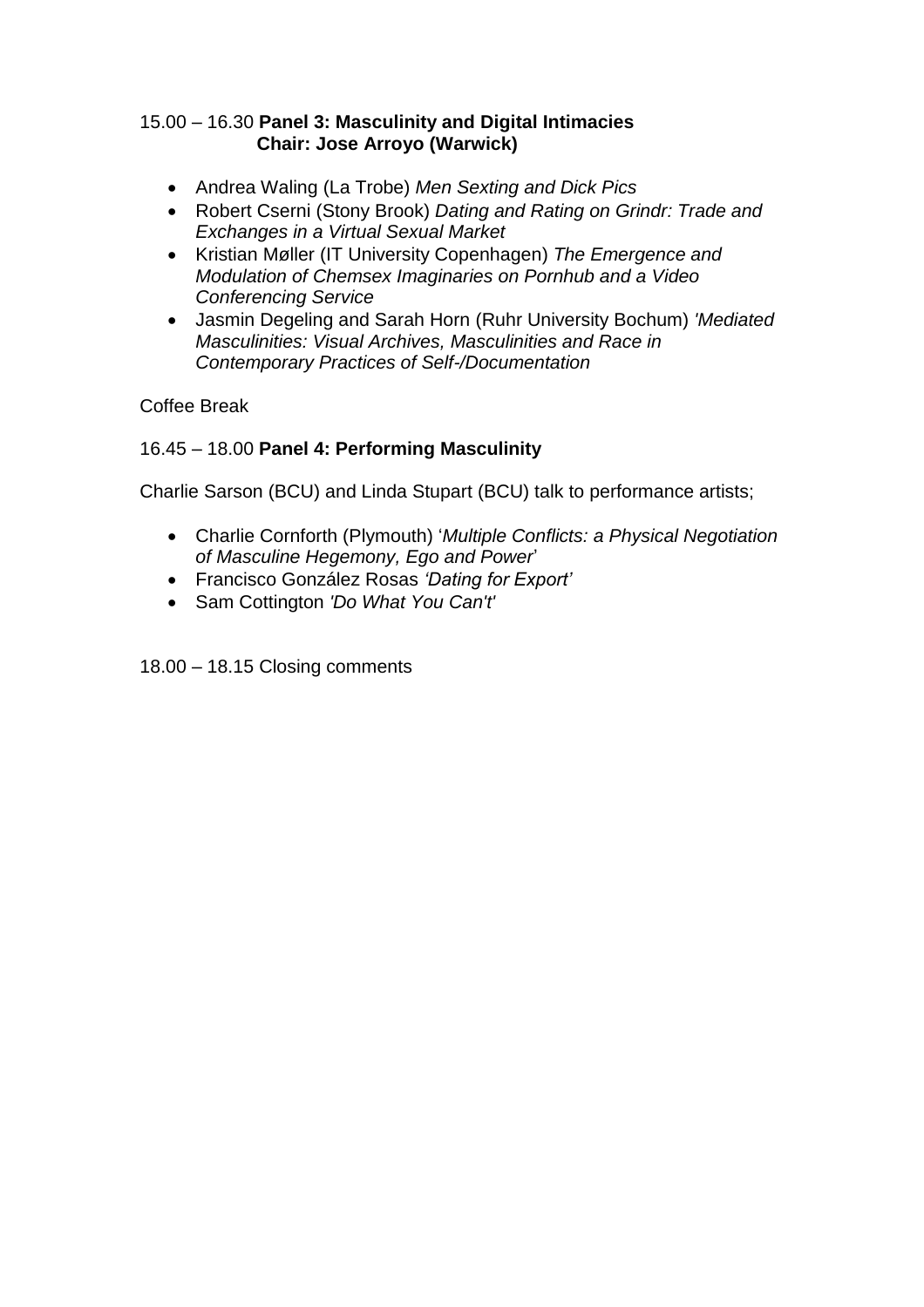15.00 – 16.30 **Panel 3: Masculinity and Digital Intimacies**
**Chair: Jose Arroyo (Warwick)**

- Andrea Waling (La Trobe) *Men Sexting and Dick Pics*
- Robert Cserni (Stony Brook) *Dating and Rating on Grindr: Trade and Exchanges in a Virtual Sexual Market*
- Kristian Møller (IT University Copenhagen) *The Emergence and Modulation of Chemsex Imaginaries on Pornhub and a Video Conferencing Service*
- Jasmin Degeling and Sarah Horn (Ruhr University Bochum) *'Mediated Masculinities: Visual Archives, Masculinities and Race in Contemporary Practices of Self-/Documentation*

Coffee Break

16.45 – 18.00 **Panel 4: Performing Masculinity**

Charlie Sarson (BCU) and Linda Stupart (BCU) talk to performance artists;

- Charlie Cornforth (Plymouth) '*Multiple Conflicts: a Physical Negotiation of Masculine Hegemony, Ego and Power*'
- Francisco González Rosas *'Dating for Export'*
- Sam Cottington *'Do What You Can't'*

18.00 – 18.15 Closing comments